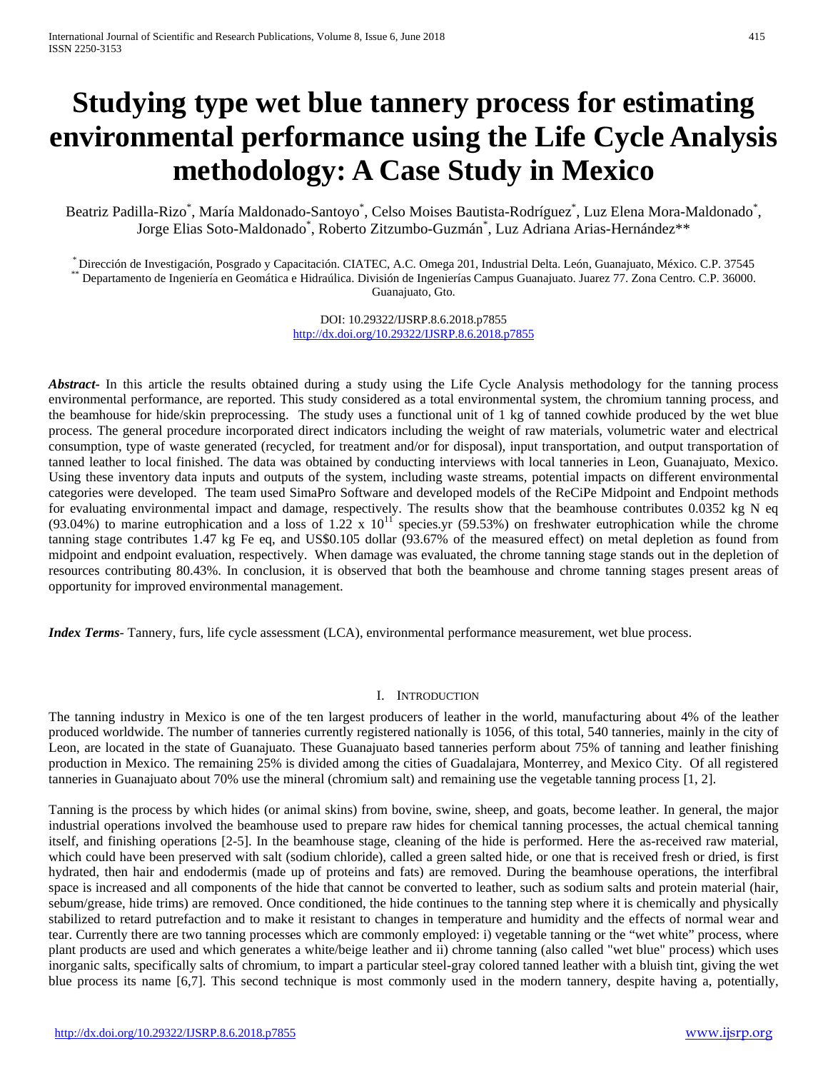# Studying type wet blue tannery process for estimating environmental performance using the Life Cycle Analysis methodology: A Case Study in Mexico

Beatriz Padilla-Rizo[*], María Maldonado-Santoyo[*], Celso Moises Bautista-Rodríguez[*], Luz Elena Mora-Maldonado[*], Jorge Elias Soto-Maldonado[*], Roberto Zitzumbo-Guzmán[*], Luz Adriana Arias-Hernández[**]

[*] Dirección de Investigación, Posgrado y Capacitación. CIATEC, A.C. Omega 201, Industrial Delta. León, Guanajuato, México. C.P. 37545
[**] Departamento de Ingeniería en Geomática e Hidraúlica. División de Ingenierías Campus Guanajuato. Juarez 77. Zona Centro. C.P. 36000. Guanajuato, Gto.

DOI: 10.29322/IJSRP.8.6.2018.p7855
http://dx.doi.org/10.29322/IJSRP.8.6.2018.p7855

***Abstract-*** In this article the results obtained during a study using the Life Cycle Analysis methodology for the tanning process environmental performance, are reported. This study considered as a total environmental system, the chromium tanning process, and the beamhouse for hide/skin preprocessing. The study uses a functional unit of 1 kg of tanned cowhide produced by the wet blue process. The general procedure incorporated direct indicators including the weight of raw materials, volumetric water and electrical consumption, type of waste generated (recycled, for treatment and/or for disposal), input transportation, and output transportation of tanned leather to local finished. The data was obtained by conducting interviews with local tanneries in Leon, Guanajuato, Mexico. Using these inventory data inputs and outputs of the system, including waste streams, potential impacts on different environmental categories were developed. The team used SimaPro Software and developed models of the ReCiPe Midpoint and Endpoint methods for evaluating environmental impact and damage, respectively. The results show that the beamhouse contributes 0.0352 kg N eq (93.04%) to marine eutrophication and a loss of $1.22 \times 10^{11}$ species.yr (59.53%) on freshwater eutrophication while the chrome tanning stage contributes 1.47 kg Fe eq, and US$0.105 dollar (93.67% of the measured effect) on metal depletion as found from midpoint and endpoint evaluation, respectively. When damage was evaluated, the chrome tanning stage stands out in the depletion of resources contributing 80.43%. In conclusion, it is observed that both the beamhouse and chrome tanning stages present areas of opportunity for improved environmental management.

***Index Terms-*** Tannery, furs, life cycle assessment (LCA), environmental performance measurement, wet blue process.

## I. Introduction

The tanning industry in Mexico is one of the ten largest producers of leather in the world, manufacturing about 4% of the leather produced worldwide. The number of tanneries currently registered nationally is 1056, of this total, 540 tanneries, mainly in the city of Leon, are located in the state of Guanajuato. These Guanajuato based tanneries perform about 75% of tanning and leather finishing production in Mexico. The remaining 25% is divided among the cities of Guadalajara, Monterrey, and Mexico City. Of all registered tanneries in Guanajuato about 70% use the mineral (chromium salt) and remaining use the vegetable tanning process [1, 2].

Tanning is the process by which hides (or animal skins) from bovine, swine, sheep, and goats, become leather. In general, the major industrial operations involved the beamhouse used to prepare raw hides for chemical tanning processes, the actual chemical tanning itself, and finishing operations [2-5]. In the beamhouse stage, cleaning of the hide is performed. Here the as-received raw material, which could have been preserved with salt (sodium chloride), called a green salted hide, or one that is received fresh or dried, is first hydrated, then hair and endodermis (made up of proteins and fats) are removed. During the beamhouse operations, the interfibral space is increased and all components of the hide that cannot be converted to leather, such as sodium salts and protein material (hair, sebum/grease, hide trims) are removed. Once conditioned, the hide continues to the tanning step where it is chemically and physically stabilized to retard putrefaction and to make it resistant to changes in temperature and humidity and the effects of normal wear and tear. Currently there are two tanning processes which are commonly employed: i) vegetable tanning or the "wet white" process, where plant products are used and which generates a white/beige leather and ii) chrome tanning (also called "wet blue" process) which uses inorganic salts, specifically salts of chromium, to impart a particular steel-gray colored tanned leather with a bluish tint, giving the wet blue process its name [6,7]. This second technique is most commonly used in the modern tannery, despite having a, potentially,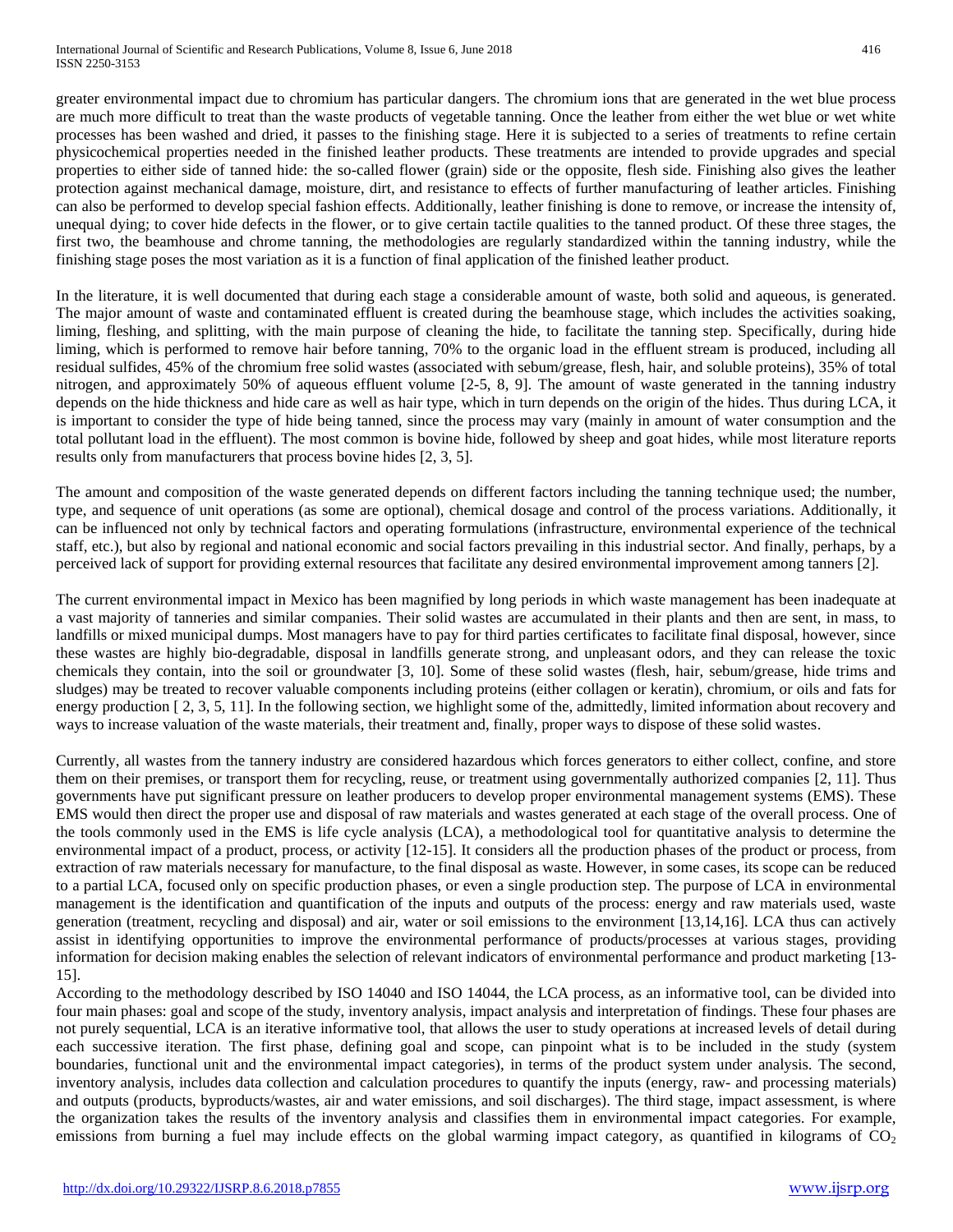greater environmental impact due to chromium has particular dangers. The chromium ions that are generated in the wet blue process are much more difficult to treat than the waste products of vegetable tanning. Once the leather from either the wet blue or wet white processes has been washed and dried, it passes to the finishing stage. Here it is subjected to a series of treatments to refine certain physicochemical properties needed in the finished leather products. These treatments are intended to provide upgrades and special properties to either side of tanned hide: the so-called flower (grain) side or the opposite, flesh side. Finishing also gives the leather protection against mechanical damage, moisture, dirt, and resistance to effects of further manufacturing of leather articles. Finishing can also be performed to develop special fashion effects. Additionally, leather finishing is done to remove, or increase the intensity of, unequal dying; to cover hide defects in the flower, or to give certain tactile qualities to the tanned product. Of these three stages, the first two, the beamhouse and chrome tanning, the methodologies are regularly standardized within the tanning industry, while the finishing stage poses the most variation as it is a function of final application of the finished leather product.

In the literature, it is well documented that during each stage a considerable amount of waste, both solid and aqueous, is generated. The major amount of waste and contaminated effluent is created during the beamhouse stage, which includes the activities soaking, liming, fleshing, and splitting, with the main purpose of cleaning the hide, to facilitate the tanning step. Specifically, during hide liming, which is performed to remove hair before tanning, 70% to the organic load in the effluent stream is produced, including all residual sulfides, 45% of the chromium free solid wastes (associated with sebum/grease, flesh, hair, and soluble proteins), 35% of total nitrogen, and approximately 50% of aqueous effluent volume [2-5, 8, 9]. The amount of waste generated in the tanning industry depends on the hide thickness and hide care as well as hair type, which in turn depends on the origin of the hides. Thus during LCA, it is important to consider the type of hide being tanned, since the process may vary (mainly in amount of water consumption and the total pollutant load in the effluent). The most common is bovine hide, followed by sheep and goat hides, while most literature reports results only from manufacturers that process bovine hides [2, 3, 5].

The amount and composition of the waste generated depends on different factors including the tanning technique used; the number, type, and sequence of unit operations (as some are optional), chemical dosage and control of the process variations. Additionally, it can be influenced not only by technical factors and operating formulations (infrastructure, environmental experience of the technical staff, etc.), but also by regional and national economic and social factors prevailing in this industrial sector. And finally, perhaps, by a perceived lack of support for providing external resources that facilitate any desired environmental improvement among tanners [2].

The current environmental impact in Mexico has been magnified by long periods in which waste management has been inadequate at a vast majority of tanneries and similar companies. Their solid wastes are accumulated in their plants and then are sent, in mass, to landfills or mixed municipal dumps. Most managers have to pay for third parties certificates to facilitate final disposal, however, since these wastes are highly bio-degradable, disposal in landfills generate strong, and unpleasant odors, and they can release the toxic chemicals they contain, into the soil or groundwater [3, 10]. Some of these solid wastes (flesh, hair, sebum/grease, hide trims and sludges) may be treated to recover valuable components including proteins (either collagen or keratin), chromium, or oils and fats for energy production [ 2, 3, 5, 11]. In the following section, we highlight some of the, admittedly, limited information about recovery and ways to increase valuation of the waste materials, their treatment and, finally, proper ways to dispose of these solid wastes.

Currently, all wastes from the tannery industry are considered hazardous which forces generators to either collect, confine, and store them on their premises, or transport them for recycling, reuse, or treatment using governmentally authorized companies [2, 11]. Thus governments have put significant pressure on leather producers to develop proper environmental management systems (EMS). These EMS would then direct the proper use and disposal of raw materials and wastes generated at each stage of the overall process. One of the tools commonly used in the EMS is life cycle analysis (LCA), a methodological tool for quantitative analysis to determine the environmental impact of a product, process, or activity [12-15]. It considers all the production phases of the product or process, from extraction of raw materials necessary for manufacture, to the final disposal as waste. However, in some cases, its scope can be reduced to a partial LCA, focused only on specific production phases, or even a single production step. The purpose of LCA in environmental management is the identification and quantification of the inputs and outputs of the process: energy and raw materials used, waste generation (treatment, recycling and disposal) and air, water or soil emissions to the environment [13,14,16]. LCA thus can actively assist in identifying opportunities to improve the environmental performance of products/processes at various stages, providing information for decision making enables the selection of relevant indicators of environmental performance and product marketing [13-15].

According to the methodology described by ISO 14040 and ISO 14044, the LCA process, as an informative tool, can be divided into four main phases: goal and scope of the study, inventory analysis, impact analysis and interpretation of findings. These four phases are not purely sequential, LCA is an iterative informative tool, that allows the user to study operations at increased levels of detail during each successive iteration. The first phase, defining goal and scope, can pinpoint what is to be included in the study (system boundaries, functional unit and the environmental impact categories), in terms of the product system under analysis. The second, inventory analysis, includes data collection and calculation procedures to quantify the inputs (energy, raw- and processing materials) and outputs (products, byproducts/wastes, air and water emissions, and soil discharges). The third stage, impact assessment, is where the organization takes the results of the inventory analysis and classifies them in environmental impact categories. For example, emissions from burning a fuel may include effects on the global warming impact category, as quantified in kilograms of $CO_2$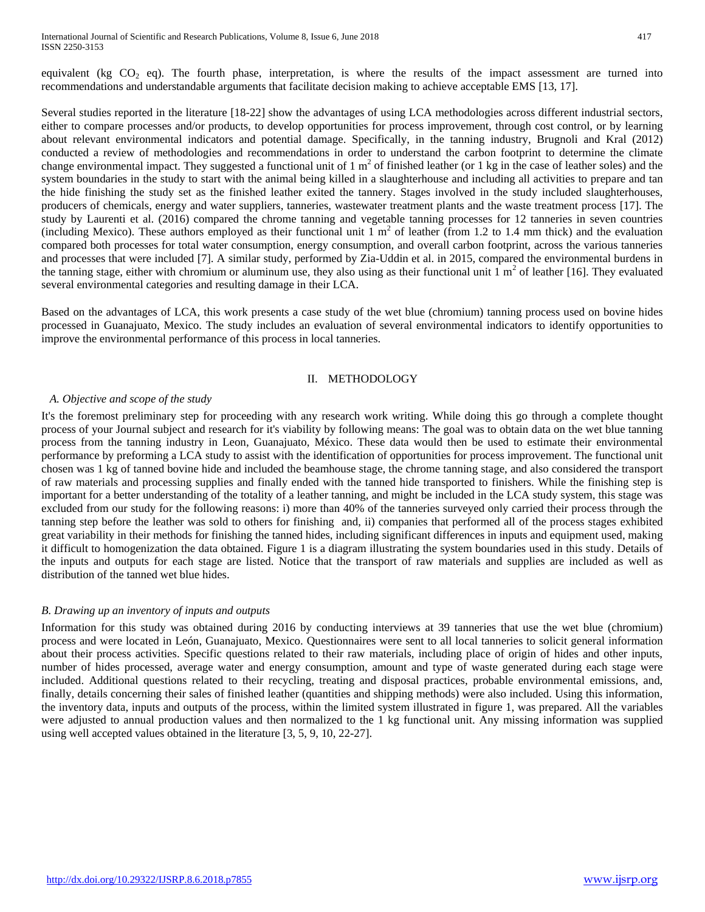equivalent (kg $CO_2$ eq). The fourth phase, interpretation, is where the results of the impact assessment are turned into recommendations and understandable arguments that facilitate decision making to achieve acceptable EMS [13, 17].

Several studies reported in the literature [18-22] show the advantages of using LCA methodologies across different industrial sectors, either to compare processes and/or products, to develop opportunities for process improvement, through cost control, or by learning about relevant environmental indicators and potential damage. Specifically, in the tanning industry, Brugnoli and Kral (2012) conducted a review of methodologies and recommendations in order to understand the carbon footprint to determine the climate change environmental impact. They suggested a functional unit of 1 $m^2$ of finished leather (or 1 kg in the case of leather soles) and the system boundaries in the study to start with the animal being killed in a slaughterhouse and including all activities to prepare and tan the hide finishing the study set as the finished leather exited the tannery. Stages involved in the study included slaughterhouses, producers of chemicals, energy and water suppliers, tanneries, wastewater treatment plants and the waste treatment process [17]. The study by Laurenti et al. (2016) compared the chrome tanning and vegetable tanning processes for 12 tanneries in seven countries (including Mexico). These authors employed as their functional unit 1 $m^2$ of leather (from 1.2 to 1.4 mm thick) and the evaluation compared both processes for total water consumption, energy consumption, and overall carbon footprint, across the various tanneries and processes that were included [7]. A similar study, performed by Zia-Uddin et al. in 2015, compared the environmental burdens in the tanning stage, either with chromium or aluminum use, they also using as their functional unit 1 $m^2$ of leather [16]. They evaluated several environmental categories and resulting damage in their LCA.

Based on the advantages of LCA, this work presents a case study of the wet blue (chromium) tanning process used on bovine hides processed in Guanajuato, Mexico. The study includes an evaluation of several environmental indicators to identify opportunities to improve the environmental performance of this process in local tanneries.

## II. METHODOLOGY

### *A. Objective and scope of the study*

It's the foremost preliminary step for proceeding with any research work writing. While doing this go through a complete thought process of your Journal subject and research for it's viability by following means: The goal was to obtain data on the wet blue tanning process from the tanning industry in Leon, Guanajuato, México. These data would then be used to estimate their environmental performance by preforming a LCA study to assist with the identification of opportunities for process improvement. The functional unit chosen was 1 kg of tanned bovine hide and included the beamhouse stage, the chrome tanning stage, and also considered the transport of raw materials and processing supplies and finally ended with the tanned hide transported to finishers. While the finishing step is important for a better understanding of the totality of a leather tanning, and might be included in the LCA study system, this stage was excluded from our study for the following reasons: i) more than 40% of the tanneries surveyed only carried their process through the tanning step before the leather was sold to others for finishing and, ii) companies that performed all of the process stages exhibited great variability in their methods for finishing the tanned hides, including significant differences in inputs and equipment used, making it difficult to homogenization the data obtained. Figure 1 is a diagram illustrating the system boundaries used in this study. Details of the inputs and outputs for each stage are listed. Notice that the transport of raw materials and supplies are included as well as distribution of the tanned wet blue hides.

### *B. Drawing up an inventory of inputs and outputs*

Information for this study was obtained during 2016 by conducting interviews at 39 tanneries that use the wet blue (chromium) process and were located in León, Guanajuato, Mexico. Questionnaires were sent to all local tanneries to solicit general information about their process activities. Specific questions related to their raw materials, including place of origin of hides and other inputs, number of hides processed, average water and energy consumption, amount and type of waste generated during each stage were included. Additional questions related to their recycling, treating and disposal practices, probable environmental emissions, and, finally, details concerning their sales of finished leather (quantities and shipping methods) were also included. Using this information, the inventory data, inputs and outputs of the process, within the limited system illustrated in figure 1, was prepared. All the variables were adjusted to annual production values and then normalized to the 1 kg functional unit. Any missing information was supplied using well accepted values obtained in the literature [3, 5, 9, 10, 22-27].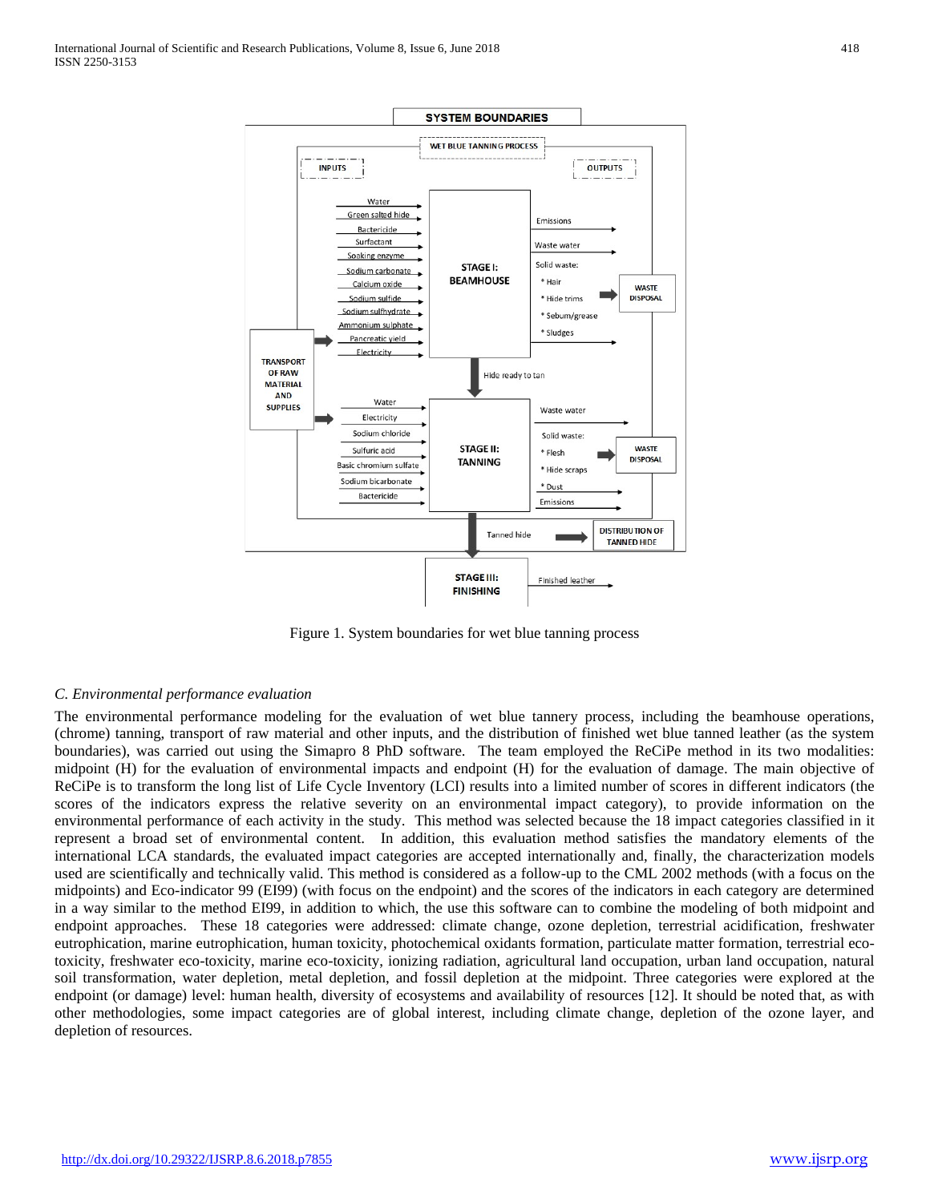Figure 1. System boundaries for wet blue tanning process

### *C. Environmental performance evaluation*

The environmental performance modeling for the evaluation of wet blue tannery process, including the beamhouse operations, (chrome) tanning, transport of raw material and other inputs, and the distribution of finished wet blue tanned leather (as the system boundaries), was carried out using the Simapro 8 PhD software. The team employed the ReCiPe method in its two modalities: midpoint (H) for the evaluation of environmental impacts and endpoint (H) for the evaluation of damage. The main objective of ReCiPe is to transform the long list of Life Cycle Inventory (LCI) results into a limited number of scores in different indicators (the scores of the indicators express the relative severity on an environmental impact category), to provide information on the environmental performance of each activity in the study. This method was selected because the 18 impact categories classified in it represent a broad set of environmental content. In addition, this evaluation method satisfies the mandatory elements of the international LCA standards, the evaluated impact categories are accepted internationally and, finally, the characterization models used are scientifically and technically valid. This method is considered as a follow-up to the CML 2002 methods (with a focus on the midpoints) and Eco-indicator 99 (EI99) (with focus on the endpoint) and the scores of the indicators in each category are determined in a way similar to the method EI99, in addition to which, the use this software can to combine the modeling of both midpoint and endpoint approaches. These 18 categories were addressed: climate change, ozone depletion, terrestrial acidification, freshwater eutrophication, marine eutrophication, human toxicity, photochemical oxidants formation, particulate matter formation, terrestrial eco-toxicity, freshwater eco-toxicity, marine eco-toxicity, ionizing radiation, agricultural land occupation, urban land occupation, natural soil transformation, water depletion, metal depletion, and fossil depletion at the midpoint. Three categories were explored at the endpoint (or damage) level: human health, diversity of ecosystems and availability of resources [12]. It should be noted that, as with other methodologies, some impact categories are of global interest, including climate change, depletion of the ozone layer, and depletion of resources.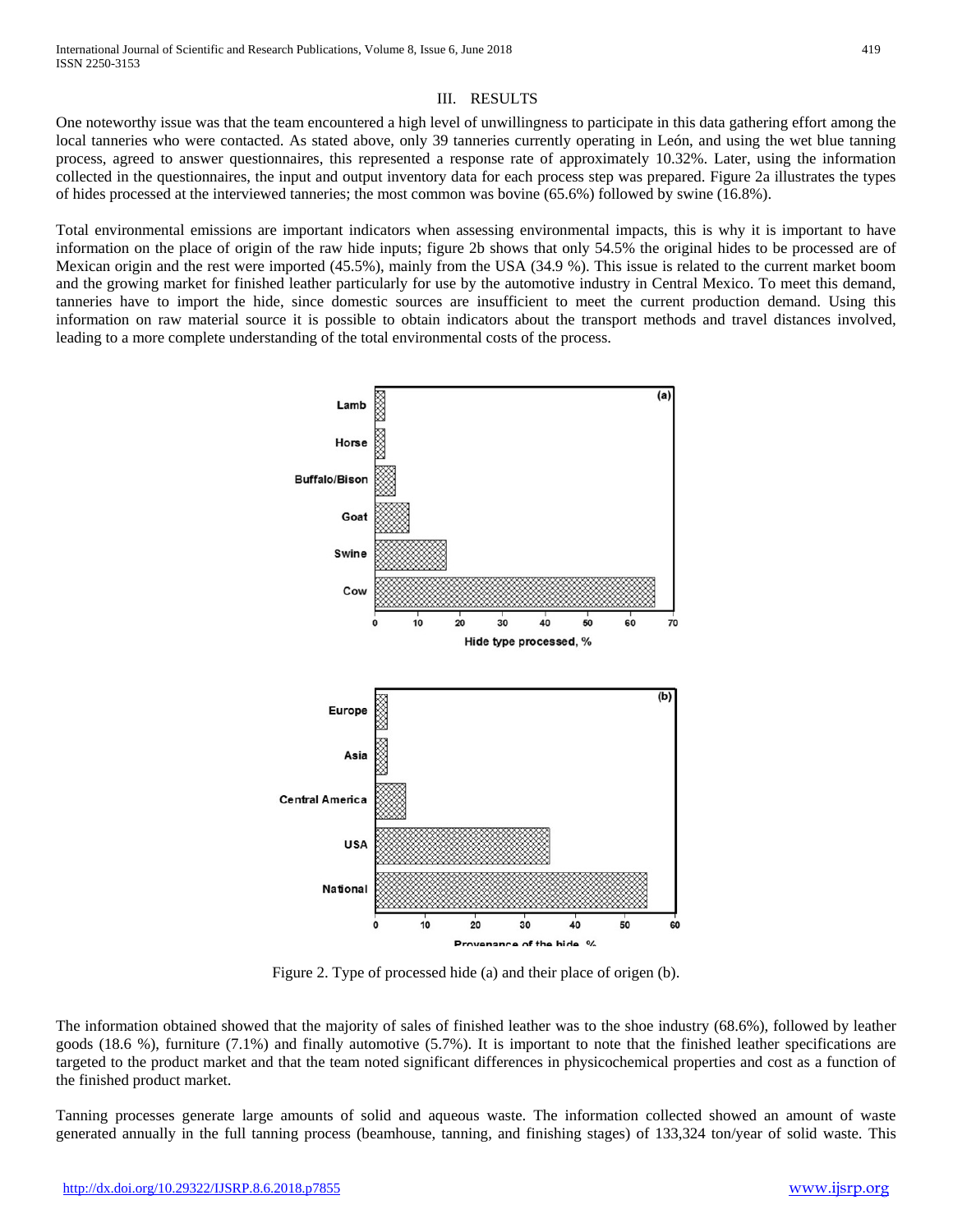## III. RESULTS

One noteworthy issue was that the team encountered a high level of unwillingness to participate in this data gathering effort among the local tanneries who were contacted. As stated above, only 39 tanneries currently operating in León, and using the wet blue tanning process, agreed to answer questionnaires, this represented a response rate of approximately 10.32%. Later, using the information collected in the questionnaires, the input and output inventory data for each process step was prepared. Figure 2a illustrates the types of hides processed at the interviewed tanneries; the most common was bovine (65.6%) followed by swine (16.8%).

Total environmental emissions are important indicators when assessing environmental impacts, this is why it is important to have information on the place of origin of the raw hide inputs; figure 2b shows that only 54.5% the original hides to be processed are of Mexican origin and the rest were imported (45.5%), mainly from the USA (34.9 %). This issue is related to the current market boom and the growing market for finished leather particularly for use by the automotive industry in Central Mexico. To meet this demand, tanneries have to import the hide, since domestic sources are insufficient to meet the current production demand. Using this information on raw material source it is possible to obtain indicators about the transport methods and travel distances involved, leading to a more complete understanding of the total environmental costs of the process.

Figure 2. Type of processed hide (a) and their place of origen (b).

The information obtained showed that the majority of sales of finished leather was to the shoe industry (68.6%), followed by leather goods (18.6 %), furniture (7.1%) and finally automotive (5.7%). It is important to note that the finished leather specifications are targeted to the product market and that the team noted significant differences in physicochemical properties and cost as a function of the finished product market.

Tanning processes generate large amounts of solid and aqueous waste. The information collected showed an amount of waste generated annually in the full tanning process (beamhouse, tanning, and finishing stages) of 133,324 ton/year of solid waste. This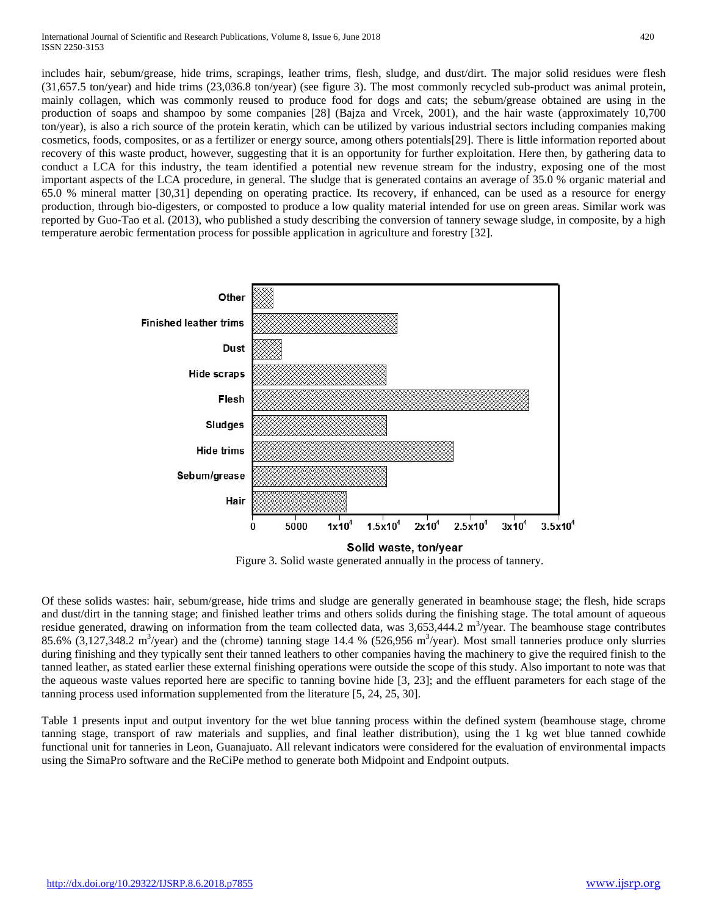includes hair, sebum/grease, hide trims, scrapings, leather trims, flesh, sludge, and dust/dirt. The major solid residues were flesh (31,657.5 ton/year) and hide trims (23,036.8 ton/year) (see figure 3). The most commonly recycled sub-product was animal protein, mainly collagen, which was commonly reused to produce food for dogs and cats; the sebum/grease obtained are using in the production of soaps and shampoo by some companies [28] (Bajza and Vrcek, 2001), and the hair waste (approximately 10,700 ton/year), is also a rich source of the protein keratin, which can be utilized by various industrial sectors including companies making cosmetics, foods, composites, or as a fertilizer or energy source, among others potentials[29]. There is little information reported about recovery of this waste product, however, suggesting that it is an opportunity for further exploitation. Here then, by gathering data to conduct a LCA for this industry, the team identified a potential new revenue stream for the industry, exposing one of the most important aspects of the LCA procedure, in general. The sludge that is generated contains an average of 35.0 % organic material and 65.0 % mineral matter [30,31] depending on operating practice. Its recovery, if enhanced, can be used as a resource for energy production, through bio-digesters, or composted to produce a low quality material intended for use on green areas. Similar work was reported by Guo-Tao et al. (2013), who published a study describing the conversion of tannery sewage sludge, in composite, by a high temperature aerobic fermentation process for possible application in agriculture and forestry [32].

Figure 3. Solid waste generated annually in the process of tannery.

Of these solids wastes: hair, sebum/grease, hide trims and sludge are generally generated in beamhouse stage; the flesh, hide scraps and dust/dirt in the tanning stage; and finished leather trims and others solids during the finishing stage. The total amount of aqueous residue generated, drawing on information from the team collected data, was 3,653,444.2 $m^3$/year. The beamhouse stage contributes 85.6% (3,127,348.2 $m^3$/year) and the (chrome) tanning stage 14.4 % (526,956 $m^3$/year). Most small tanneries produce only slurries during finishing and they typically sent their tanned leathers to other companies having the machinery to give the required finish to the tanned leather, as stated earlier these external finishing operations were outside the scope of this study. Also important to note was that the aqueous waste values reported here are specific to tanning bovine hide [3, 23]; and the effluent parameters for each stage of the tanning process used information supplemented from the literature [5, 24, 25, 30].

Table 1 presents input and output inventory for the wet blue tanning process within the defined system (beamhouse stage, chrome tanning stage, transport of raw materials and supplies, and final leather distribution), using the 1 kg wet blue tanned cowhide functional unit for tanneries in Leon, Guanajuato. All relevant indicators were considered for the evaluation of environmental impacts using the SimaPro software and the ReCiPe method to generate both Midpoint and Endpoint outputs.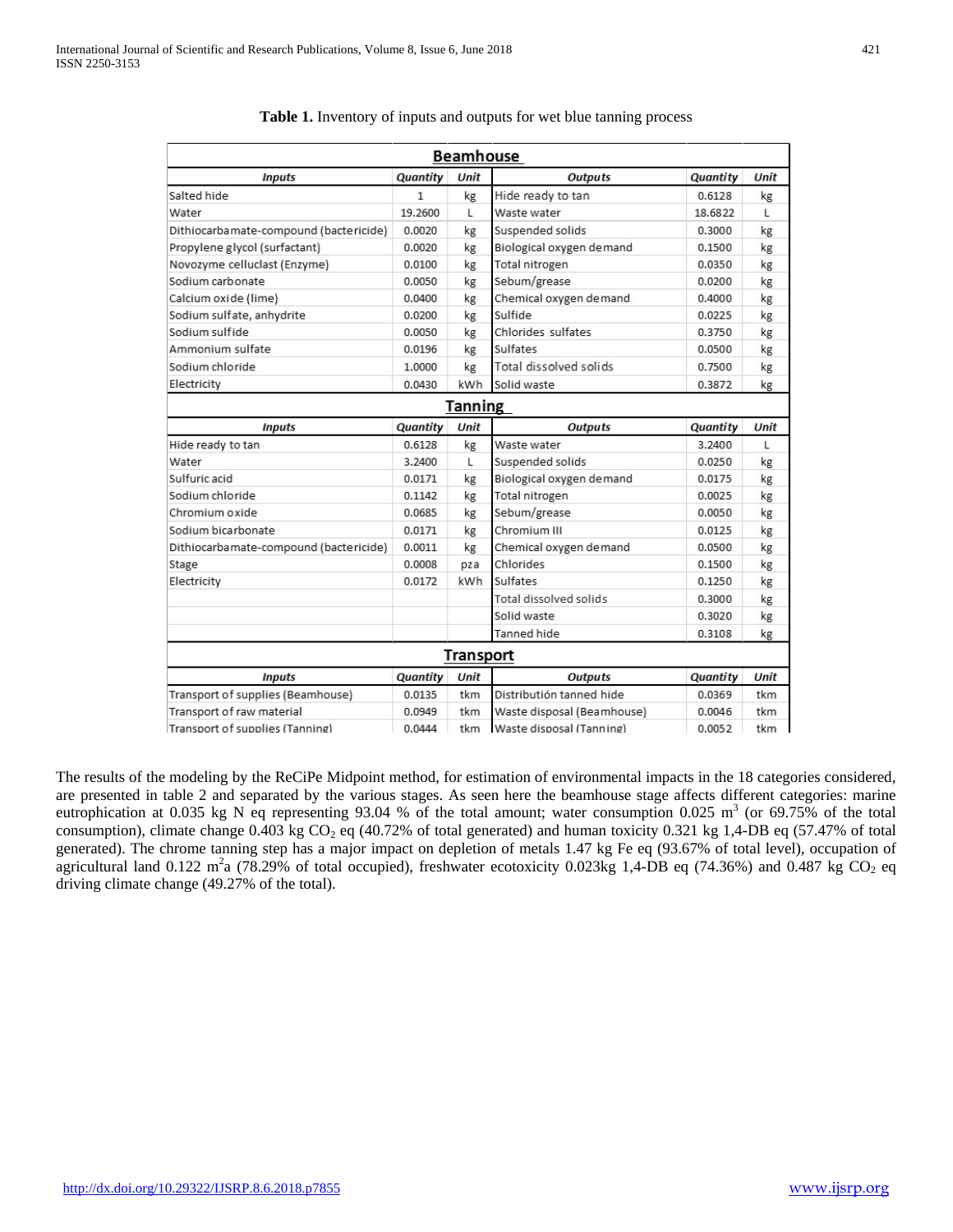**Table 1.** Inventory of inputs and outputs for wet blue tanning process

| Inputs | Quantity | Unit | Outputs | Quantity | Unit |
|---|---|---|---|---|---|
| **Beamhouse** | | | | | |
| Salted hide | 1 | kg | Hide ready to tan | 0.6128 | kg |
| Water | 19.2600 | L | Waste water | 18.6822 | L |
| Dithiocarbamate-compound (bactericide) | 0.0020 | kg | Suspended solids | 0.3000 | kg |
| Propylene glycol (surfactant) | 0.0020 | kg | Biological oxygen demand | 0.1500 | kg |
| Novozyme celluclast (Enzyme) | 0.0100 | kg | Total nitrogen | 0.0350 | kg |
| Sodium carbonate | 0.0050 | kg | Sebum/grease | 0.0200 | kg |
| Calcium oxide (lime) | 0.0400 | kg | Chemical oxygen demand | 0.4000 | kg |
| Sodium sulfate, anhydrite | 0.0200 | kg | Sulfide | 0.0225 | kg |
| Sodium sulfide | 0.0050 | kg | Chlorides sulfates | 0.3750 | kg |
| Ammonium sulfate | 0.0196 | kg | Sulfates | 0.0500 | kg |
| Sodium chloride | 1.0000 | kg | Total dissolved solids | 0.7500 | kg |
| Electricity | 0.0430 | kWh | Solid waste | 0.3872 | kg |
| **Tanning** | | | | | |
| Hide ready to tan | 0.6128 | kg | Waste water | 3.2400 | L |
| Water | 3.2400 | L | Suspended solids | 0.0250 | kg |
| Sulfuric acid | 0.0171 | kg | Biological oxygen demand | 0.0175 | kg |
| Sodium chloride | 0.1142 | kg | Total nitrogen | 0.0025 | kg |
| Chromium oxide | 0.0685 | kg | Sebum/grease | 0.0050 | kg |
| Sodium bicarbonate | 0.0171 | kg | Chromium III | 0.0125 | kg |
| Dithiocarbamate-compound (bactericide) | 0.0011 | kg | Chemical oxygen demand | 0.0500 | kg |
| Stage | 0.0008 | pza | Chlorides | 0.1500 | kg |
| Electricity | 0.0172 | kWh | Sulfates | 0.1250 | kg |
| | | | Total dissolved solids | 0.3000 | kg |
| | | | Solid waste | 0.3020 | kg |
| | | | Tanned hide | 0.3108 | kg |
| **Transport** | | | | | |
| Transport of supplies (Beamhouse) | 0.0135 | tkm | Distribution tanned hide | 0.0369 | tkm |
| Transport of raw material | 0.0949 | tkm | Waste disposal (Beamhouse) | 0.0046 | tkm |
| Transport of supplies (Tanning) | 0.0444 | tkm | Waste disposal (Tanning) | 0.0052 | tkm |

The results of the modeling by the ReCiPe Midpoint method, for estimation of environmental impacts in the 18 categories considered, are presented in table 2 and separated by the various stages. As seen here the beamhouse stage affects different categories: marine eutrophication at 0.035 kg N eq representing 93.04 % of the total amount; water consumption 0.025 $m^3$ (or 69.75% of the total consumption), climate change 0.403 kg $CO_2$ eq (40.72% of total generated) and human toxicity 0.321 kg 1,4-DB eq (57.47% of total generated). The chrome tanning step has a major impact on depletion of metals 1.47 kg Fe eq (93.67% of total level), occupation of agricultural land 0.122 $m^2a$ (78.29% of total occupied), freshwater ecotoxicity 0.023kg 1,4-DB eq (74.36%) and 0.487 kg $CO_2$ eq driving climate change (49.27% of the total).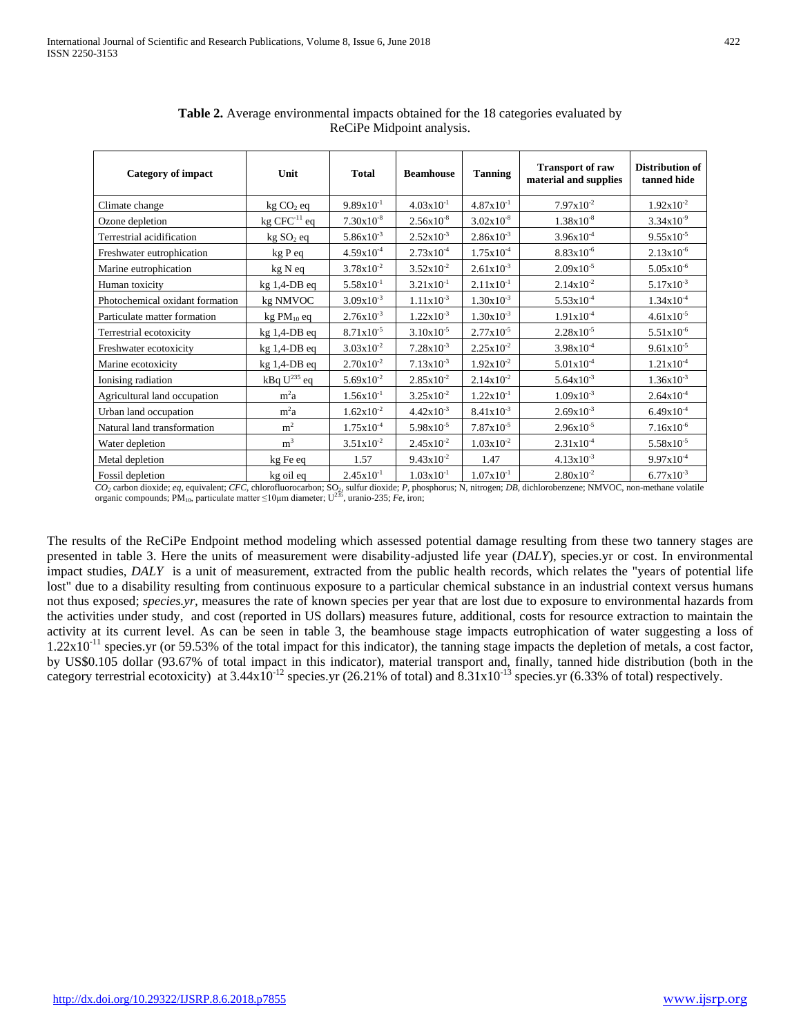**Table 2.** Average environmental impacts obtained for the 18 categories evaluated by ReCiPe Midpoint analysis.

| Category of impact | Unit | Total | Beamhouse | Tanning | Transport of raw material and supplies | Distribution of tanned hide |
|---|---|---|---|---|---|---|
| Climate change | kg $CO_2$ eq | $9.89 \times 10^{-1}$ | $4.03 \times 10^{-1}$ | $4.87 \times 10^{-1}$ | $7.97 \times 10^{-2}$ | $1.92 \times 10^{-2}$ |
| Ozone depletion | kg $CFC^{-11}$ eq | $7.30 \times 10^{-8}$ | $2.56 \times 10^{-8}$ | $3.02 \times 10^{-8}$ | $1.38 \times 10^{-8}$ | $3.34 \times 10^{-9}$ |
| Terrestrial acidification | kg $SO_2$ eq | $5.86 \times 10^{-3}$ | $2.52 \times 10^{-3}$ | $2.86 \times 10^{-3}$ | $3.96 \times 10^{-4}$ | $9.55 \times 10^{-5}$ |
| Freshwater eutrophication | kg P eq | $4.59 \times 10^{-4}$ | $2.73 \times 10^{-4}$ | $1.75 \times 10^{-4}$ | $8.83 \times 10^{-6}$ | $2.13 \times 10^{-6}$ |
| Marine eutrophication | kg N eq | $3.78 \times 10^{-2}$ | $3.52 \times 10^{-2}$ | $2.61 \times 10^{-3}$ | $2.09 \times 10^{-5}$ | $5.05 \times 10^{-6}$ |
| Human toxicity | kg 1,4-DB eq | $5.58 \times 10^{-1}$ | $3.21 \times 10^{-1}$ | $2.11 \times 10^{-1}$ | $2.14 \times 10^{-2}$ | $5.17 \times 10^{-3}$ |
| Photochemical oxidant formation | kg NMVOC | $3.09 \times 10^{-3}$ | $1.11 \times 10^{-3}$ | $1.30 \times 10^{-3}$ | $5.53 \times 10^{-4}$ | $1.34 \times 10^{-4}$ |
| Particulate matter formation | kg $PM_{10}$ eq | $2.76 \times 10^{-3}$ | $1.22 \times 10^{-3}$ | $1.30 \times 10^{-3}$ | $1.91 \times 10^{-4}$ | $4.61 \times 10^{-5}$ |
| Terrestrial ecotoxicity | kg 1,4-DB eq | $8.71 \times 10^{-5}$ | $3.10 \times 10^{-5}$ | $2.77 \times 10^{-5}$ | $2.28 \times 10^{-5}$ | $5.51 \times 10^{-6}$ |
| Freshwater ecotoxicity | kg 1,4-DB eq | $3.03 \times 10^{-2}$ | $7.28 \times 10^{-3}$ | $2.25 \times 10^{-2}$ | $3.98 \times 10^{-4}$ | $9.61 \times 10^{-5}$ |
| Marine ecotoxicity | kg 1,4-DB eq | $2.70 \times 10^{-2}$ | $7.13 \times 10^{-3}$ | $1.92 \times 10^{-2}$ | $5.01 \times 10^{-4}$ | $1.21 \times 10^{-4}$ |
| Ionising radiation | kBq $U^{235}$ eq | $5.69 \times 10^{-2}$ | $2.85 \times 10^{-2}$ | $2.14 \times 10^{-2}$ | $5.64 \times 10^{-3}$ | $1.36 \times 10^{-3}$ |
| Agricultural land occupation | $m^2a$ | $1.56 \times 10^{-1}$ | $3.25 \times 10^{-2}$ | $1.22 \times 10^{-1}$ | $1.09 \times 10^{-3}$ | $2.64 \times 10^{-4}$ |
| Urban land occupation | $m^2a$ | $1.62 \times 10^{-2}$ | $4.42 \times 10^{-3}$ | $8.41 \times 10^{-3}$ | $2.69 \times 10^{-3}$ | $6.49 \times 10^{-4}$ |
| Natural land transformation | $m^2$ | $1.75 \times 10^{-4}$ | $5.98 \times 10^{-5}$ | $7.87 \times 10^{-5}$ | $2.96 \times 10^{-5}$ | $7.16 \times 10^{-6}$ |
| Water depletion | $m^3$ | $3.51 \times 10^{-2}$ | $2.45 \times 10^{-2}$ | $1.03 \times 10^{-2}$ | $2.31 \times 10^{-4}$ | $5.58 \times 10^{-5}$ |
| Metal depletion | kg Fe eq | 1.57 | $9.43 \times 10^{-2}$ | 1.47 | $4.13 \times 10^{-3}$ | $9.97 \times 10^{-4}$ |
| Fossil depletion | kg oil eq | $2.45 \times 10^{-1}$ | $1.03 \times 10^{-1}$ | $1.07 \times 10^{-1}$ | $2.80 \times 10^{-2}$ | $6.77 \times 10^{-3}$ |

*$CO_2$* carbon dioxide; *eq*, equivalent; *CFC*, chlorofluorocarbon; $SO_2$, sulfur dioxide; *P*, phosphorus; N, nitrogen; *DB*, dichlorobenzene; NMVOC, non-methane volatile organic compounds; $PM_{10}$, particulate matter ≤10μm diameter; $U^{235}$, uranio-235; *Fe*, iron;

The results of the ReCiPe Endpoint method modeling which assessed potential damage resulting from these two tannery stages are presented in table 3. Here the units of measurement were disability-adjusted life year (*DALY*), species.yr or cost. In environmental impact studies, *DALY* is a unit of measurement, extracted from the public health records, which relates the "years of potential life lost" due to a disability resulting from continuous exposure to a particular chemical substance in an industrial context versus humans not thus exposed; *species.yr,* measures the rate of known species per year that are lost due to exposure to environmental hazards from the activities under study, and cost (reported in US dollars) measures future, additional, costs for resource extraction to maintain the activity at its current level. As can be seen in table 3, the beamhouse stage impacts eutrophication of water suggesting a loss of $1.22 \times 10^{-11}$ species.yr (or 59.53% of the total impact for this indicator), the tanning stage impacts the depletion of metals, a cost factor, by US$0.105 dollar (93.67% of total impact in this indicator), material transport and, finally, tanned hide distribution (both in the category terrestrial ecotoxicity) at $3.44 \times 10^{-12}$ species.yr (26.21% of total) and $8.31 \times 10^{-13}$ species.yr (6.33% of total) respectively.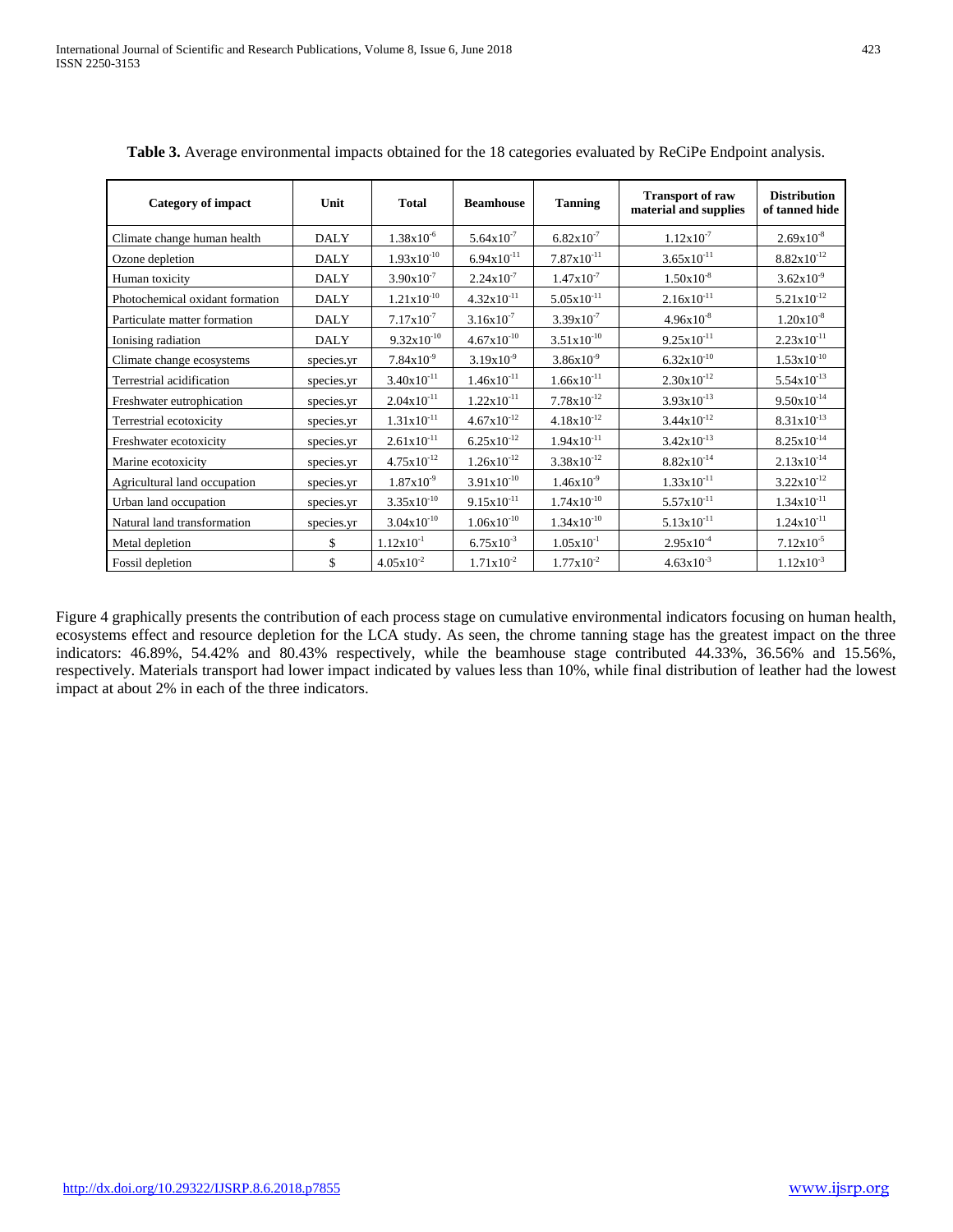**Table 3.** Average environmental impacts obtained for the 18 categories evaluated by ReCiPe Endpoint analysis.

| Category of impact | Unit | Total | Beamhouse | Tanning | Transport of raw material and supplies | Distribution of tanned hide |
|---|---|---|---|---|---|---|
| Climate change human health | DALY | $1.38x10^{-6}$ | $5.64x10^{-7}$ | $6.82x10^{-7}$ | $1.12x10^{-7}$ | $2.69x10^{-8}$ |
| Ozone depletion | DALY | $1.93x10^{-10}$ | $6.94x10^{-11}$ | $7.87x10^{-11}$ | $3.65x10^{-11}$ | $8.82x10^{-12}$ |
| Human toxicity | DALY | $3.90x10^{-7}$ | $2.24x10^{-7}$ | $1.47x10^{-7}$ | $1.50x10^{-8}$ | $3.62x10^{-9}$ |
| Photochemical oxidant formation | DALY | $1.21x10^{-10}$ | $4.32x10^{-11}$ | $5.05x10^{-11}$ | $2.16x10^{-11}$ | $5.21x10^{-12}$ |
| Particulate matter formation | DALY | $7.17x10^{-7}$ | $3.16x10^{-7}$ | $3.39x10^{-7}$ | $4.96x10^{-8}$ | $1.20x10^{-8}$ |
| Ionising radiation | DALY | $9.32x10^{-10}$ | $4.67x10^{-10}$ | $3.51x10^{-10}$ | $9.25x10^{-11}$ | $2.23x10^{-11}$ |
| Climate change ecosystems | species.yr | $7.84x10^{-9}$ | $3.19x10^{-9}$ | $3.86x10^{-9}$ | $6.32x10^{-10}$ | $1.53x10^{-10}$ |
| Terrestrial acidification | species.yr | $3.40x10^{-11}$ | $1.46x10^{-11}$ | $1.66x10^{-11}$ | $2.30x10^{-12}$ | $5.54x10^{-13}$ |
| Freshwater eutrophication | species.yr | $2.04x10^{-11}$ | $1.22x10^{-11}$ | $7.78x10^{-12}$ | $3.93x10^{-13}$ | $9.50x10^{-14}$ |
| Terrestrial ecotoxicity | species.yr | $1.31x10^{-11}$ | $4.67x10^{-12}$ | $4.18x10^{-12}$ | $3.44x10^{-12}$ | $8.31x10^{-13}$ |
| Freshwater ecotoxicity | species.yr | $2.61x10^{-11}$ | $6.25x10^{-12}$ | $1.94x10^{-11}$ | $3.42x10^{-13}$ | $8.25x10^{-14}$ |
| Marine ecotoxicity | species.yr | $4.75x10^{-12}$ | $1.26x10^{-12}$ | $3.38x10^{-12}$ | $8.82x10^{-14}$ | $2.13x10^{-14}$ |
| Agricultural land occupation | species.yr | $1.87x10^{-9}$ | $3.91x10^{-10}$ | $1.46x10^{-9}$ | $1.33x10^{-11}$ | $3.22x10^{-12}$ |
| Urban land occupation | species.yr | $3.35x10^{-10}$ | $9.15x10^{-11}$ | $1.74x10^{-10}$ | $5.57x10^{-11}$ | $1.34x10^{-11}$ |
| Natural land transformation | species.yr | $3.04x10^{-10}$ | $1.06x10^{-10}$ | $1.34x10^{-10}$ | $5.13x10^{-11}$ | $1.24x10^{-11}$ |
| Metal depletion | $ | $1.12x10^{-1}$ | $6.75x10^{-3}$ | $1.05x10^{-1}$ | $2.95x10^{-4}$ | $7.12x10^{-5}$ |
| Fossil depletion | $ | $4.05x10^{-2}$ | $1.71x10^{-2}$ | $1.77x10^{-2}$ | $4.63x10^{-3}$ | $1.12x10^{-3}$ |

Figure 4 graphically presents the contribution of each process stage on cumulative environmental indicators focusing on human health, ecosystems effect and resource depletion for the LCA study. As seen, the chrome tanning stage has the greatest impact on the three indicators: 46.89%, 54.42% and 80.43% respectively, while the beamhouse stage contributed 44.33%, 36.56% and 15.56%, respectively. Materials transport had lower impact indicated by values less than 10%, while final distribution of leather had the lowest impact at about 2% in each of the three indicators.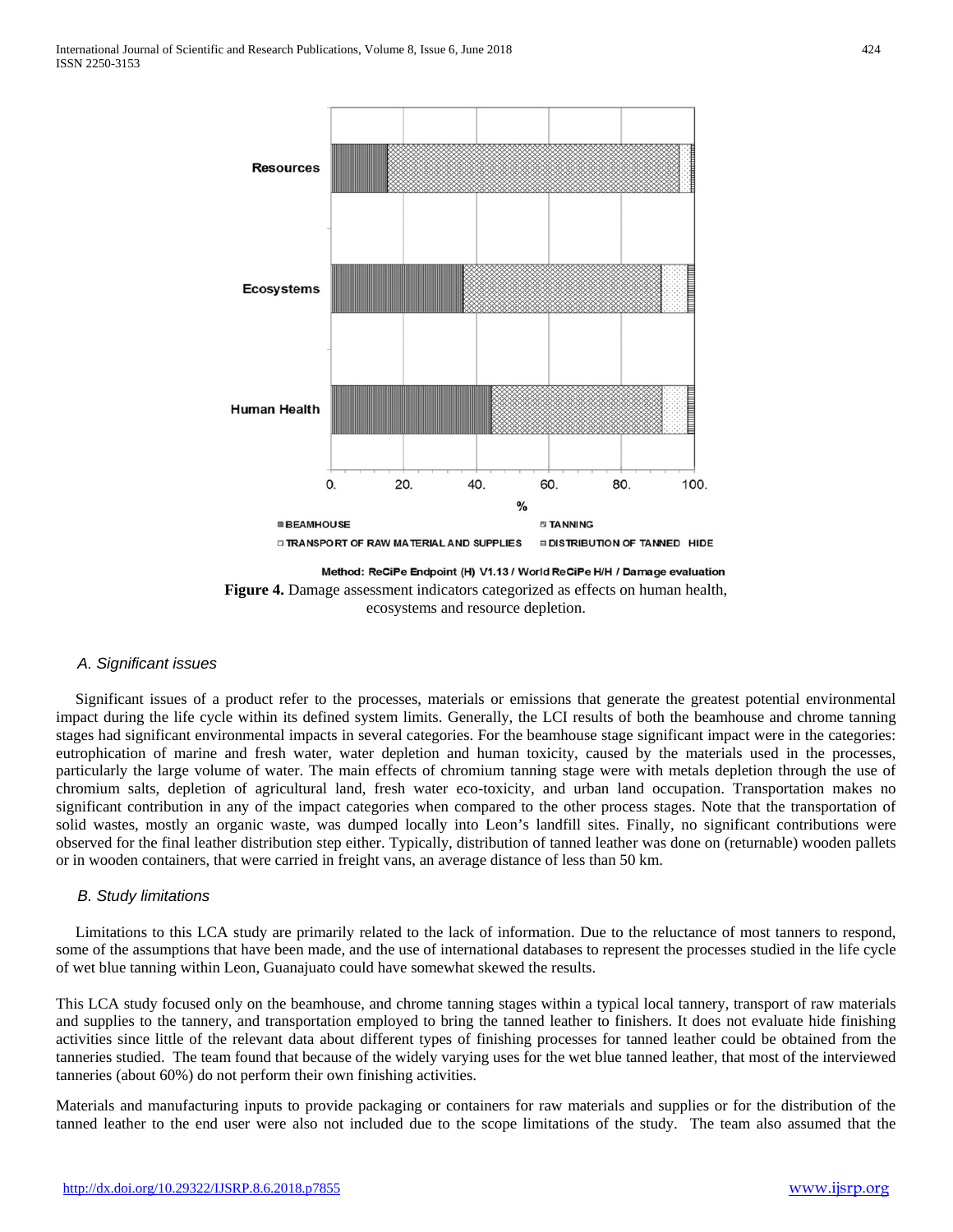**Figure 4.** Damage assessment indicators categorized as effects on human health, ecosystems and resource depletion.

### *A. Significant issues*

Significant issues of a product refer to the processes, materials or emissions that generate the greatest potential environmental impact during the life cycle within its defined system limits. Generally, the LCI results of both the beamhouse and chrome tanning stages had significant environmental impacts in several categories. For the beamhouse stage significant impact were in the categories: eutrophication of marine and fresh water, water depletion and human toxicity, caused by the materials used in the processes, particularly the large volume of water. The main effects of chromium tanning stage were with metals depletion through the use of chromium salts, depletion of agricultural land, fresh water eco-toxicity, and urban land occupation. Transportation makes no significant contribution in any of the impact categories when compared to the other process stages. Note that the transportation of solid wastes, mostly an organic waste, was dumped locally into Leon's landfill sites. Finally, no significant contributions were observed for the final leather distribution step either. Typically, distribution of tanned leather was done on (returnable) wooden pallets or in wooden containers, that were carried in freight vans, an average distance of less than 50 km.

### *B. Study limitations*

Limitations to this LCA study are primarily related to the lack of information. Due to the reluctance of most tanners to respond, some of the assumptions that have been made, and the use of international databases to represent the processes studied in the life cycle of wet blue tanning within Leon, Guanajuato could have somewhat skewed the results.

This LCA study focused only on the beamhouse, and chrome tanning stages within a typical local tannery, transport of raw materials and supplies to the tannery, and transportation employed to bring the tanned leather to finishers. It does not evaluate hide finishing activities since little of the relevant data about different types of finishing processes for tanned leather could be obtained from the tanneries studied. The team found that because of the widely varying uses for the wet blue tanned leather, that most of the interviewed tanneries (about 60%) do not perform their own finishing activities.

Materials and manufacturing inputs to provide packaging or containers for raw materials and supplies or for the distribution of the tanned leather to the end user were also not included due to the scope limitations of the study. The team also assumed that the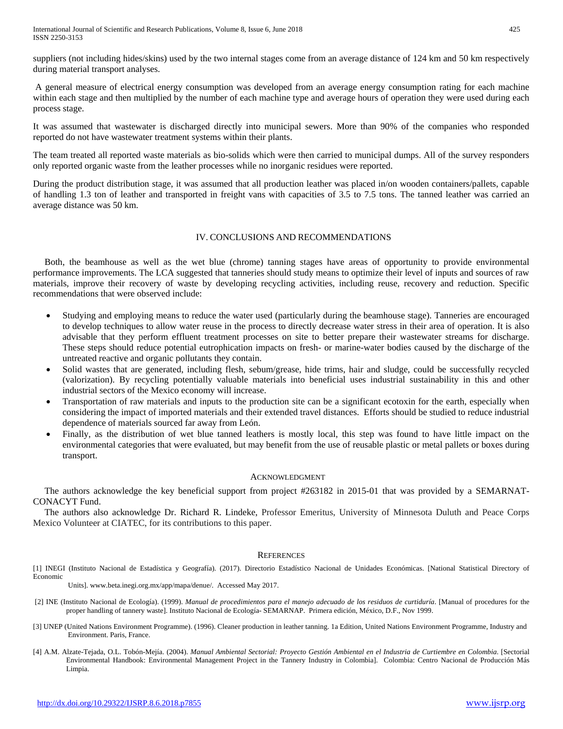suppliers (not including hides/skins) used by the two internal stages come from an average distance of 124 km and 50 km respectively during material transport analyses.

A general measure of electrical energy consumption was developed from an average energy consumption rating for each machine within each stage and then multiplied by the number of each machine type and average hours of operation they were used during each process stage.

It was assumed that wastewater is discharged directly into municipal sewers. More than 90% of the companies who responded reported do not have wastewater treatment systems within their plants.

The team treated all reported waste materials as bio-solids which were then carried to municipal dumps. All of the survey responders only reported organic waste from the leather processes while no inorganic residues were reported.

During the product distribution stage, it was assumed that all production leather was placed in/on wooden containers/pallets, capable of handling 1.3 ton of leather and transported in freight vans with capacities of 3.5 to 7.5 tons. The tanned leather was carried an average distance was 50 km.

## IV. Conclusions and Recommendations

Both, the beamhouse as well as the wet blue (chrome) tanning stages have areas of opportunity to provide environmental performance improvements. The LCA suggested that tanneries should study means to optimize their level of inputs and sources of raw materials, improve their recovery of waste by developing recycling activities, including reuse, recovery and reduction. Specific recommendations that were observed include:

- Studying and employing means to reduce the water used (particularly during the beamhouse stage). Tanneries are encouraged to develop techniques to allow water reuse in the process to directly decrease water stress in their area of operation. It is also advisable that they perform effluent treatment processes on site to better prepare their wastewater streams for discharge. These steps should reduce potential eutrophication impacts on fresh- or marine-water bodies caused by the discharge of the untreated reactive and organic pollutants they contain.
- Solid wastes that are generated, including flesh, sebum/grease, hide trims, hair and sludge, could be successfully recycled (valorization). By recycling potentially valuable materials into beneficial uses industrial sustainability in this and other industrial sectors of the Mexico economy will increase.
- Transportation of raw materials and inputs to the production site can be a significant ecotoxin for the earth, especially when considering the impact of imported materials and their extended travel distances. Efforts should be studied to reduce industrial dependence of materials sourced far away from León.
- Finally, as the distribution of wet blue tanned leathers is mostly local, this step was found to have little impact on the environmental categories that were evaluated, but may benefit from the use of reusable plastic or metal pallets or boxes during transport.

## Acknowledgment

The authors acknowledge the key beneficial support from project #263182 in 2015-01 that was provided by a SEMARNAT-CONACYT Fund.

The authors also acknowledge Dr. Richard R. Lindeke, Professor Emeritus, University of Minnesota Duluth and Peace Corps Mexico Volunteer at CIATEC, for its contributions to this paper.

## References

[1] INEGI (Instituto Nacional de Estadística y Geografía). (2017). Directorio Estadístico Nacional de Unidades Económicas. [National Statistical Directory of Economic Units]. www.beta.inegi.org.mx/app/mapa/denue/. Accessed May 2017.

[2] INE (Instituto Nacional de Ecología). (1999). *Manual de procedimientos para el manejo adecuado de los residuos de curtiduría*. [Manual of procedures for the proper handling of tannery waste]. Instituto Nacional de Ecología- SEMARNAP. Primera edición, México, D.F., Nov 1999.

[3] UNEP (United Nations Environment Programme). (1996). Cleaner production in leather tanning. 1a Edition, United Nations Environment Programme, Industry and Environment. Paris, France.

[4] A.M. Alzate-Tejada, O.L. Tobón-Mejía. (2004). *Manual Ambiental Sectorial: Proyecto Gestión Ambiental en el Industria de Curtiembre en Colombia*. [Sectorial Environmental Handbook: Environmental Management Project in the Tannery Industry in Colombia]. Colombia: Centro Nacional de Producción Más Limpia.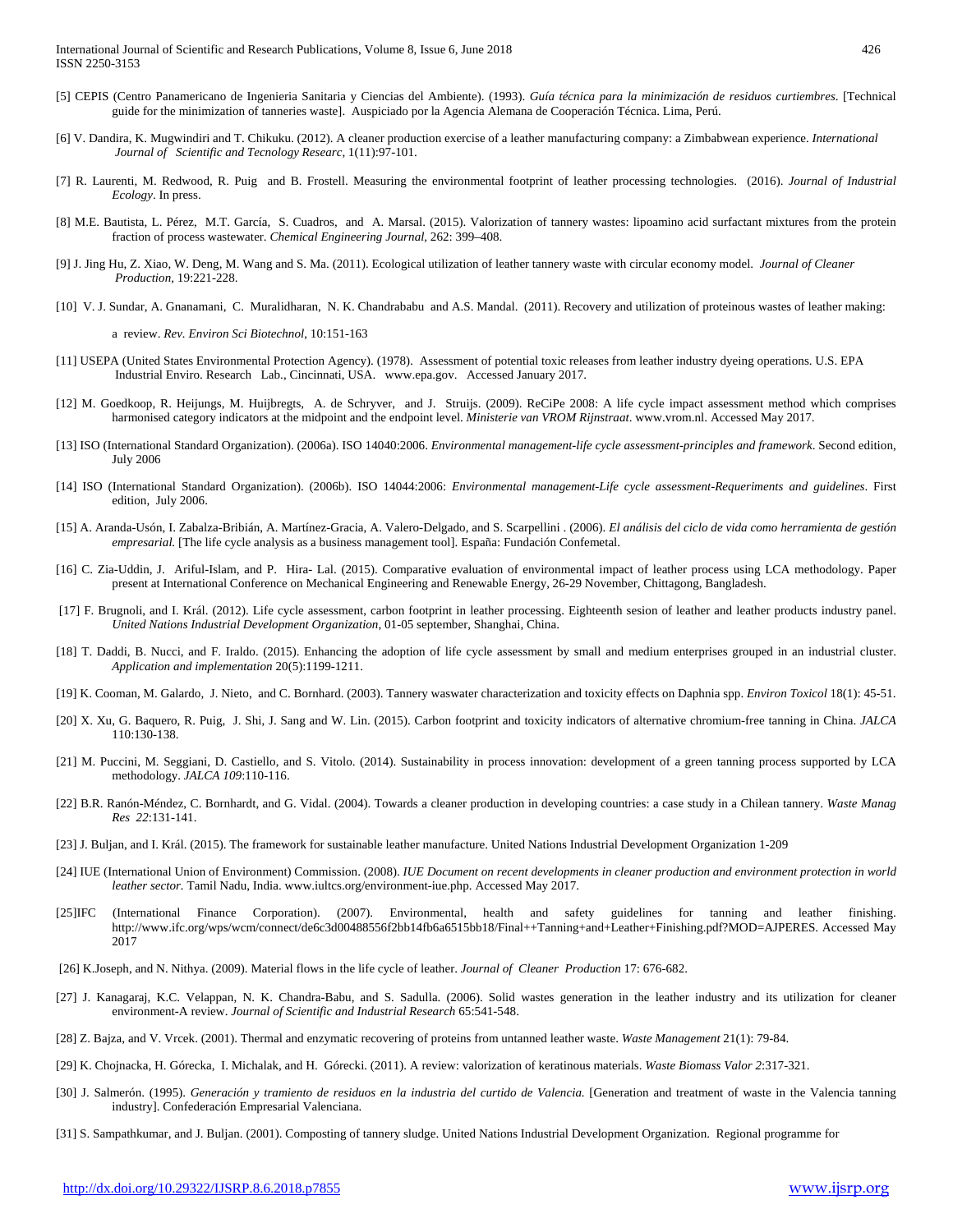[5] CEPIS (Centro Panamericano de Ingenieria Sanitaria y Ciencias del Ambiente). (1993). *Guía técnica para la minimización de residuos curtiembres*. [Technical guide for the minimization of tanneries waste]. Auspiciado por la Agencia Alemana de Cooperación Técnica. Lima, Perú.

[6] V. Dandira, K. Mugwindiri and T. Chikuku. (2012). A cleaner production exercise of a leather manufacturing company: a Zimbabwean experience. *International Journal of Scientific and Tecnology Researc*, 1(11):97-101.

[7] R. Laurenti, M. Redwood, R. Puig and B. Frostell. Measuring the environmental footprint of leather processing technologies. (2016). *Journal of Industrial Ecology*. In press.

[8] M.E. Bautista, L. Pérez, M.T. García, S. Cuadros, and A. Marsal. (2015). Valorization of tannery wastes: lipoamino acid surfactant mixtures from the protein fraction of process wastewater. *Chemical Engineering Journal*, 262: 399–408.

[9] J. Jing Hu, Z. Xiao, W. Deng, M. Wang and S. Ma. (2011). Ecological utilization of leather tannery waste with circular economy model. *Journal of Cleaner Production*, 19:221-228.

[10] V. J. Sundar, A. Gnanamani, C. Muralidharan, N. K. Chandrababu and A.S. Mandal. (2011). Recovery and utilization of proteinous wastes of leather making: a review. *Rev. Environ Sci Biotechnol*, 10:151-163

[11] USEPA (United States Environmental Protection Agency). (1978). Assessment of potential toxic releases from leather industry dyeing operations. U.S. EPA Industrial Enviro. Research Lab., Cincinnati, USA. www.epa.gov. Accessed January 2017.

[12] M. Goedkoop, R. Heijungs, M. Huijbregts, A. de Schryver, and J. Struijs. (2009). ReCiPe 2008: A life cycle impact assessment method which comprises harmonised category indicators at the midpoint and the endpoint level. *Ministerie van VROM Rijnstraat*. www.vrom.nl. Accessed May 2017.

[13] ISO (International Standard Organization). (2006a). ISO 14040:2006. *Environmental management-life cycle assessment-principles and framework*. Second edition, July 2006

[14] ISO (International Standard Organization). (2006b). ISO 14044:2006: *Environmental management-Life cycle assessment-Requeriments and guidelines*. First edition, July 2006.

[15] A. Aranda-Usón, I. Zabalza-Bribián, A. Martínez-Gracia, A. Valero-Delgado, and S. Scarpellini . (2006). *El análisis del ciclo de vida como herramienta de gestión empresarial.* [The life cycle analysis as a business management tool]. España: Fundación Confemetal.

[16] C. Zia-Uddin, J. Ariful-Islam, and P. Hira- Lal. (2015). Comparative evaluation of environmental impact of leather process using LCA methodology. Paper present at International Conference on Mechanical Engineering and Renewable Energy, 26-29 November, Chittagong, Bangladesh.

[17] F. Brugnoli, and I. Král. (2012). Life cycle assessment, carbon footprint in leather processing. Eighteenth sesion of leather and leather products industry panel. *United Nations Industrial Development Organization*, 01-05 september, Shanghai, China.

[18] T. Daddi, B. Nucci, and F. Iraldo. (2015). Enhancing the adoption of life cycle assessment by small and medium enterprises grouped in an industrial cluster. *Application and implementation* 20(5):1199-1211.

[19] K. Cooman, M. Galardo, J. Nieto, and C. Bornhard. (2003). Tannery waswater characterization and toxicity effects on Daphnia spp. *Environ Toxicol* 18(1): 45-51.

[20] X. Xu, G. Baquero, R. Puig, J. Shi, J. Sang and W. Lin. (2015). Carbon footprint and toxicity indicators of alternative chromium-free tanning in China. *JALCA* 110:130-138.

[21] M. Puccini, M. Seggiani, D. Castiello, and S. Vitolo. (2014). Sustainability in process innovation: development of a green tanning process supported by LCA methodology. *JALCA 109*:110-116.

[22] B.R. Ranón-Méndez, C. Bornhardt, and G. Vidal. (2004). Towards a cleaner production in developing countries: a case study in a Chilean tannery. *Waste Manag Res 22*:131-141.

[23] J. Buljan, and I. Král. (2015). The framework for sustainable leather manufacture. United Nations Industrial Development Organization 1-209

[24] IUE (International Union of Environment) Commission. (2008). *IUE Document on recent developments in cleaner production and environment protection in world leather sector.* Tamil Nadu, India. www.iultcs.org/environment-iue.php. Accessed May 2017.

[25]IFC (International Finance Corporation). (2007). Environmental, health and safety guidelines for tanning and leather finishing. http://www.ifc.org/wps/wcm/connect/de6c3d00488556f2bb14fb6a6515bb18/Final++Tanning+and+Leather+Finishing.pdf?MOD=AJPERES. Accessed May 2017

[26] K.Joseph, and N. Nithya. (2009). Material flows in the life cycle of leather. *Journal of Cleaner Production* 17: 676-682.

[27] J. Kanagaraj, K.C. Velappan, N. K. Chandra-Babu, and S. Sadulla. (2006). Solid wastes generation in the leather industry and its utilization for cleaner environment-A review. *Journal of Scientific and Industrial Research* 65:541-548.

[28] Z. Bajza, and V. Vrcek. (2001). Thermal and enzymatic recovering of proteins from untanned leather waste. *Waste Management* 21(1): 79-84.

[29] K. Chojnacka, H. Górecka, I. Michalak, and H. Górecki. (2011). A review: valorization of keratinous materials. *Waste Biomass Valor 2*:317-321.

[30] J. Salmerón. (1995). *Generación y tramiento de residuos en la industria del curtido de Valencia.* [Generation and treatment of waste in the Valencia tanning industry]. Confederación Empresarial Valenciana.

[31] S. Sampathkumar, and J. Buljan. (2001). Composting of tannery sludge. United Nations Industrial Development Organization. Regional programme for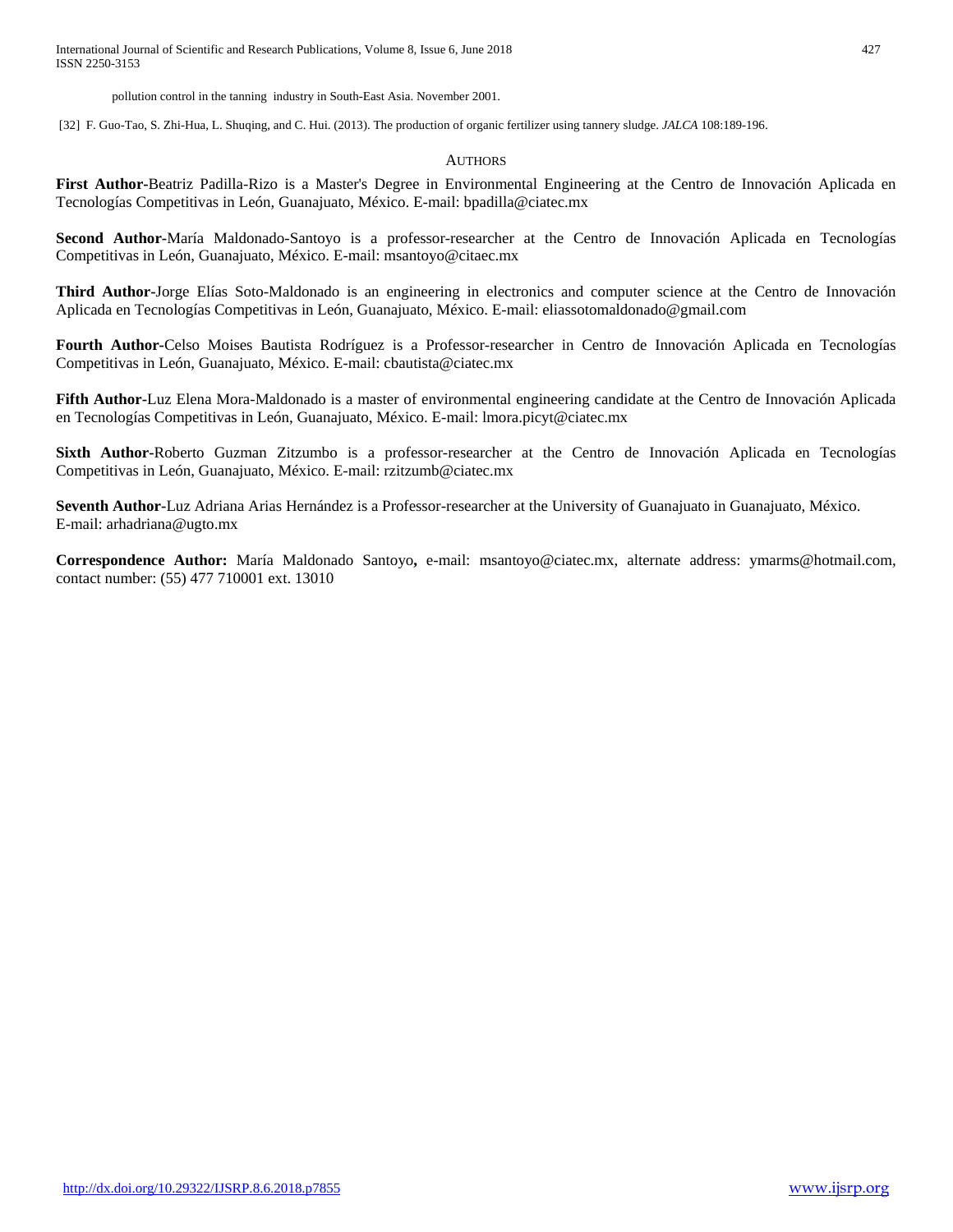pollution control in the tanning industry in South-East Asia. November 2001.

[32] F. Guo-Tao, S. Zhi-Hua, L. Shuqing, and C. Hui. (2013). The production of organic fertilizer using tannery sludge. *JALCA* 108:189-196.

## AUTHORS

**First Author**-Beatriz Padilla-Rizo is a Master's Degree in Environmental Engineering at the Centro de Innovación Aplicada en Tecnologías Competitivas in León, Guanajuato, México. E-mail: bpadilla@ciatec.mx

**Second Author**-María Maldonado-Santoyo is a professor-researcher at the Centro de Innovación Aplicada en Tecnologías Competitivas in León, Guanajuato, México. E-mail: msantoyo@citaec.mx

**Third Author**-Jorge Elías Soto-Maldonado is an engineering in electronics and computer science at the Centro de Innovación Aplicada en Tecnologías Competitivas in León, Guanajuato, México. E-mail: eliassotomaldonado@gmail.com

**Fourth Author**-Celso Moises Bautista Rodríguez is a Professor-researcher in Centro de Innovación Aplicada en Tecnologías Competitivas in León, Guanajuato, México. E-mail: cbautista@ciatec.mx

**Fifth Author**-Luz Elena Mora-Maldonado is a master of environmental engineering candidate at the Centro de Innovación Aplicada en Tecnologías Competitivas in León, Guanajuato, México. E-mail: lmora.picyt@ciatec.mx

**Sixth Author**-Roberto Guzman Zitzumbo is a professor-researcher at the Centro de Innovación Aplicada en Tecnologías Competitivas in León, Guanajuato, México. E-mail: rzitzumb@ciatec.mx

**Seventh Author**-Luz Adriana Arias Hernández is a Professor-researcher at the University of Guanajuato in Guanajuato, México. E-mail: arhadriana@ugto.mx

**Correspondence Author:** María Maldonado Santoyo**,** e-mail: msantoyo@ciatec.mx, alternate address: ymarms@hotmail.com, contact number: (55) 477 710001 ext. 13010